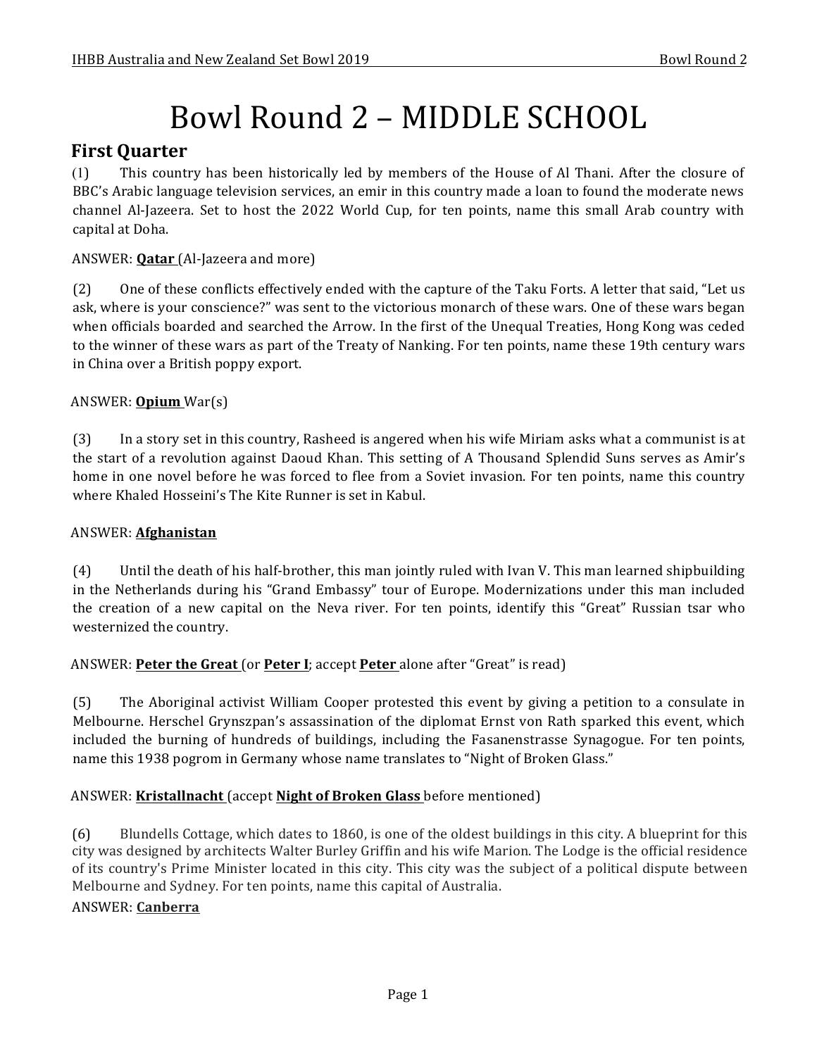# Bowl Round 2 – MIDDLE SCHOOL

## First Quarter

(1) This country has been historically led by members of the House of Al Thani. After the closure of BBC's Arabic language television services, an emir in this country made a loan to found the moderate news channel Al-Jazeera. Set to host the 2022 World Cup, for ten points, name this small Arab country with capital at Doha.

ANSWER: **Qatar** (Al-Jazeera and more)

(2) One of these conflicts effectively ended with the capture of the Taku Forts. A letter that said, "Let us ask, where is your conscience?" was sent to the victorious monarch of these wars. One of these wars began when officials boarded and searched the Arrow. In the first of the Unequal Treaties, Hong Kong was ceded to the winner of these wars as part of the Treaty of Nanking. For ten points, name these 19th century wars in China over a British poppy export.

ANSWER: **Opium** War(s)

(3) In a story set in this country, Rasheed is angered when his wife Miriam asks what a communist is at the start of a revolution against Daoud Khan. This setting of A Thousand Splendid Suns serves as Amir's home in one novel before he was forced to flee from a Soviet invasion. For ten points, name this country where Khaled Hosseini's The Kite Runner is set in Kabul.

ANSWER: **Afghanistan**

(4) Until the death of his half-brother, this man jointly ruled with Ivan V. This man learned shipbuilding in the Netherlands during his "Grand Embassy" tour of Europe. Modernizations under this man included the creation of a new capital on the Neva river. For ten points, identify this "Great" Russian tsar who westernized the country.

ANSWER: **Peter the Great** (or **Peter I**; accept **Peter** alone after "Great" is read)

(5) The Aboriginal activist William Cooper protested this event by giving a petition to a consulate in Melbourne. Herschel Grynszpan's assassination of the diplomat Ernst von Rath sparked this event, which included the burning of hundreds of buildings, including the Fasanenstrasse Synagogue. For ten points, name this 1938 pogrom in Germany whose name translates to "Night of Broken Glass."

ANSWER: **Kristallnacht** (accept **Night of Broken Glass** before mentioned)

(6) Blundells Cottage, which dates to 1860, is one of the oldest buildings in this city. A blueprint for this city was designed by architects Walter Burley Griffin and his wife Marion. The Lodge is the official residence of its country's Prime Minister located in this city. This city was the subject of a political dispute between Melbourne and Sydney. For ten points, name this capital of Australia.

ANSWER: **Canberra**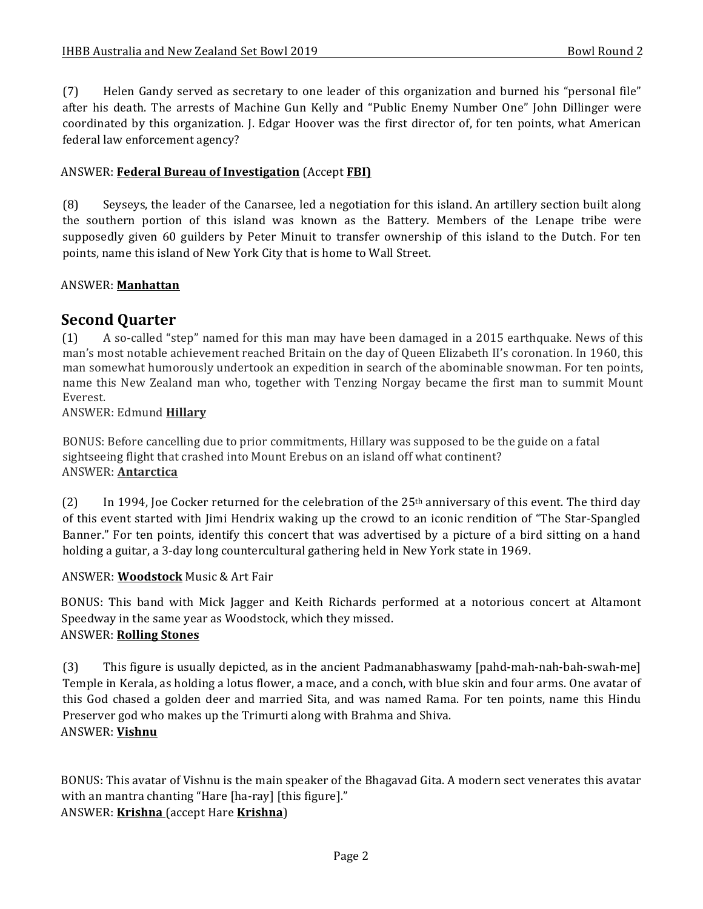(7) Helen Gandy served as secretary to one leader of this organization and burned his "personal file" after his death. The arrests of Machine Gun Kelly and "Public Enemy Number One" John Dillinger were coordinated by this organization. J. Edgar Hoover was the first director of, for ten points, what American federal law enforcement agency?

ANSWER: **<u>Federal Bureau of Investigation</u>** (Accept **<u>FBI</u>**)

(8) Seyseys, the leader of the Canarsee, led a negotiation for this island. An artillery section built along the southern portion of this island was known as the Battery. Members of the Lenape tribe were supposedly given 60 guilders by Peter Minuit to transfer ownership of this island to the Dutch. For ten points, name this island of New York City that is home to Wall Street.

ANSWER: **<u>Manhattan</u>**

## Second Quarter

(1) A so-called "step" named for this man may have been damaged in a 2015 earthquake. News of this man's most notable achievement reached Britain on the day of Queen Elizabeth II's coronation. In 1960, this man somewhat humorously undertook an expedition in search of the abominable snowman. For ten points, name this New Zealand man who, together with Tenzing Norgay became the first man to summit Mount Everest.

ANSWER: Edmund **<u>Hillary</u>**

BONUS: Before cancelling due to prior commitments, Hillary was supposed to be the guide on a fatal sightseeing flight that crashed into Mount Erebus on an island off what continent?

ANSWER: **<u>Antarctica</u>**

(2) In 1994, Joe Cocker returned for the celebration of the 25th anniversary of this event. The third day of this event started with Jimi Hendrix waking up the crowd to an iconic rendition of "The Star-Spangled Banner." For ten points, identify this concert that was advertised by a picture of a bird sitting on a hand holding a guitar, a 3-day long countercultural gathering held in New York state in 1969.

ANSWER: **<u>Woodstock</u>** Music & Art Fair

BONUS: This band with Mick Jagger and Keith Richards performed at a notorious concert at Altamont Speedway in the same year as Woodstock, which they missed.

ANSWER: **<u>Rolling Stones</u>**

(3) This figure is usually depicted, as in the ancient Padmanabhaswamy [pahd-mah-nah-bah-swah-me] Temple in Kerala, as holding a lotus flower, a mace, and a conch, with blue skin and four arms. One avatar of this God chased a golden deer and married Sita, and was named Rama. For ten points, name this Hindu Preserver god who makes up the Trimurti along with Brahma and Shiva.

ANSWER: **<u>Vishnu</u>**

BONUS: This avatar of Vishnu is the main speaker of the Bhagavad Gita. A modern sect venerates this avatar with an mantra chanting "Hare [ha-ray] [this figure]."

ANSWER: **<u>Krishna</u>** (accept Hare **<u>Krishna</u>**)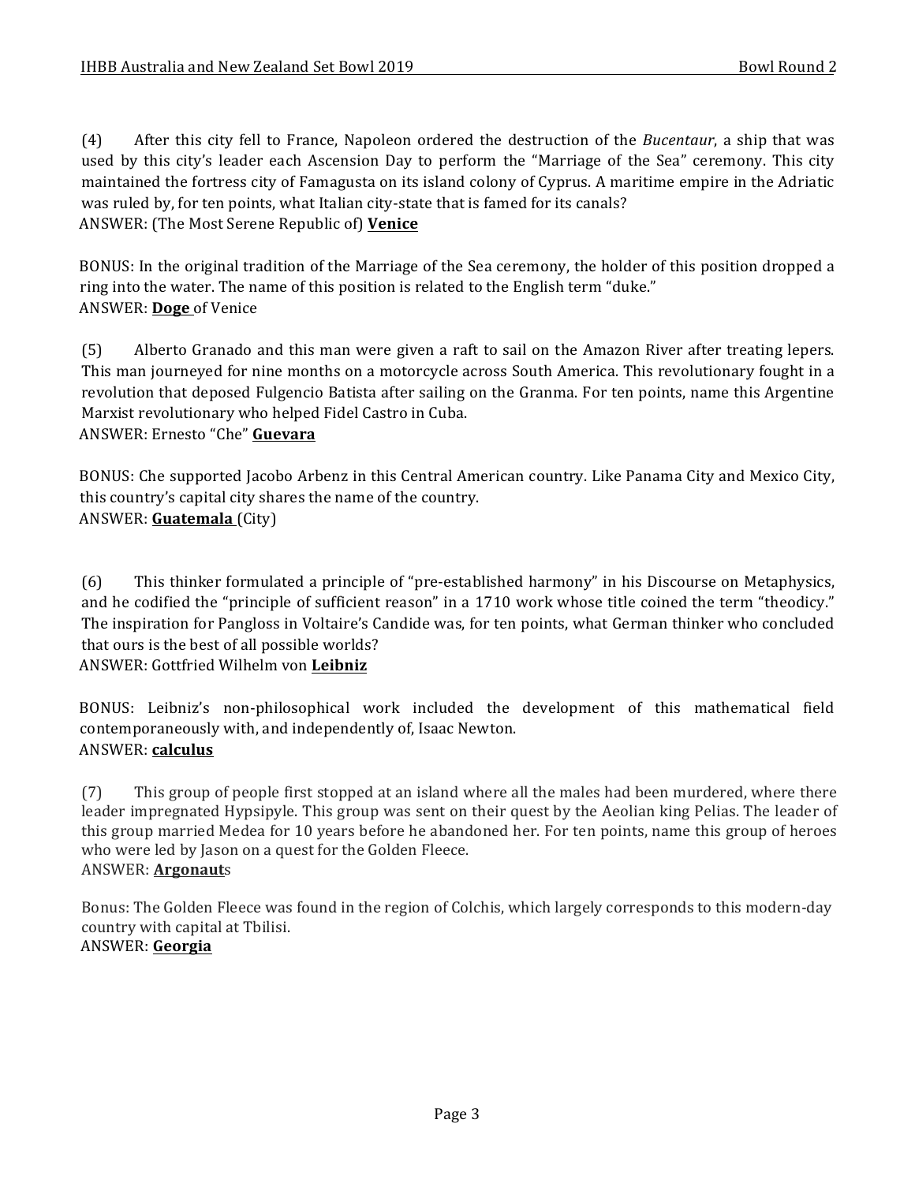(4) After this city fell to France, Napoleon ordered the destruction of the *Bucentaur*, a ship that was used by this city's leader each Ascension Day to perform the "Marriage of the Sea" ceremony. This city maintained the fortress city of Famagusta on its island colony of Cyprus. A maritime empire in the Adriatic was ruled by, for ten points, what Italian city-state that is famed for its canals?
ANSWER: (The Most Serene Republic of) **Venice**

BONUS: In the original tradition of the Marriage of the Sea ceremony, the holder of this position dropped a ring into the water. The name of this position is related to the English term "duke."
ANSWER: **Doge** of Venice

(5) Alberto Granado and this man were given a raft to sail on the Amazon River after treating lepers. This man journeyed for nine months on a motorcycle across South America. This revolutionary fought in a revolution that deposed Fulgencio Batista after sailing on the Granma. For ten points, name this Argentine Marxist revolutionary who helped Fidel Castro in Cuba.
ANSWER: Ernesto "Che" **Guevara**

BONUS: Che supported Jacobo Arbenz in this Central American country. Like Panama City and Mexico City, this country's capital city shares the name of the country.
ANSWER: **Guatemala** (City)

(6) This thinker formulated a principle of "pre-established harmony" in his Discourse on Metaphysics, and he codified the "principle of sufficient reason" in a 1710 work whose title coined the term "theodicy." The inspiration for Pangloss in Voltaire's Candide was, for ten points, what German thinker who concluded that ours is the best of all possible worlds?
ANSWER: Gottfried Wilhelm von **Leibniz**

BONUS: Leibniz's non-philosophical work included the development of this mathematical field contemporaneously with, and independently of, Isaac Newton.
ANSWER: **calculus**

(7) This group of people first stopped at an island where all the males had been murdered, where there leader impregnated Hypsipyle. This group was sent on their quest by the Aeolian king Pelias. The leader of this group married Medea for 10 years before he abandoned her. For ten points, name this group of heroes who were led by Jason on a quest for the Golden Fleece.
ANSWER: **Argonaut**s

Bonus: The Golden Fleece was found in the region of Colchis, which largely corresponds to this modern-day country with capital at Tbilisi.
ANSWER: **Georgia**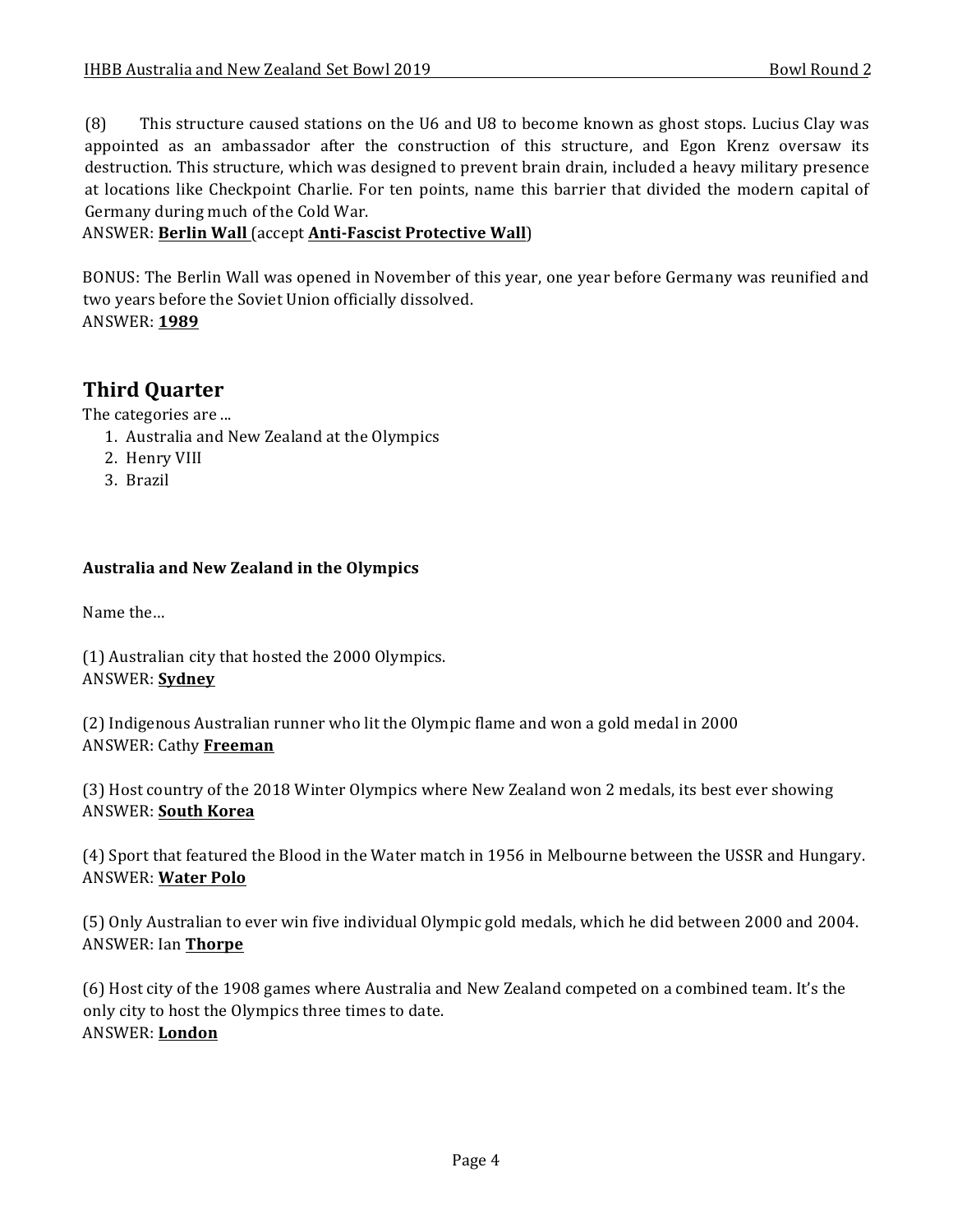(8) This structure caused stations on the U6 and U8 to become known as ghost stops. Lucius Clay was appointed as an ambassador after the construction of this structure, and Egon Krenz oversaw its destruction. This structure, which was designed to prevent brain drain, included a heavy military presence at locations like Checkpoint Charlie. For ten points, name this barrier that divided the modern capital of Germany during much of the Cold War.

ANSWER: **Berlin Wall** (accept **Anti-Fascist Protective Wall**)

BONUS: The Berlin Wall was opened in November of this year, one year before Germany was reunified and two years before the Soviet Union officially dissolved.

ANSWER: **1989**

## Third Quarter

The categories are ...

1. Australia and New Zealand at the Olympics
2. Henry VIII
3. Brazil

**Australia and New Zealand in the Olympics**

Name the…

(1) Australian city that hosted the 2000 Olympics.

ANSWER: **Sydney**

(2) Indigenous Australian runner who lit the Olympic flame and won a gold medal in 2000

ANSWER: Cathy **Freeman**

(3) Host country of the 2018 Winter Olympics where New Zealand won 2 medals, its best ever showing

ANSWER: **South Korea**

(4) Sport that featured the Blood in the Water match in 1956 in Melbourne between the USSR and Hungary.

ANSWER: **Water Polo**

(5) Only Australian to ever win five individual Olympic gold medals, which he did between 2000 and 2004.

ANSWER: Ian **Thorpe**

(6) Host city of the 1908 games where Australia and New Zealand competed on a combined team. It's the only city to host the Olympics three times to date.

ANSWER: **London**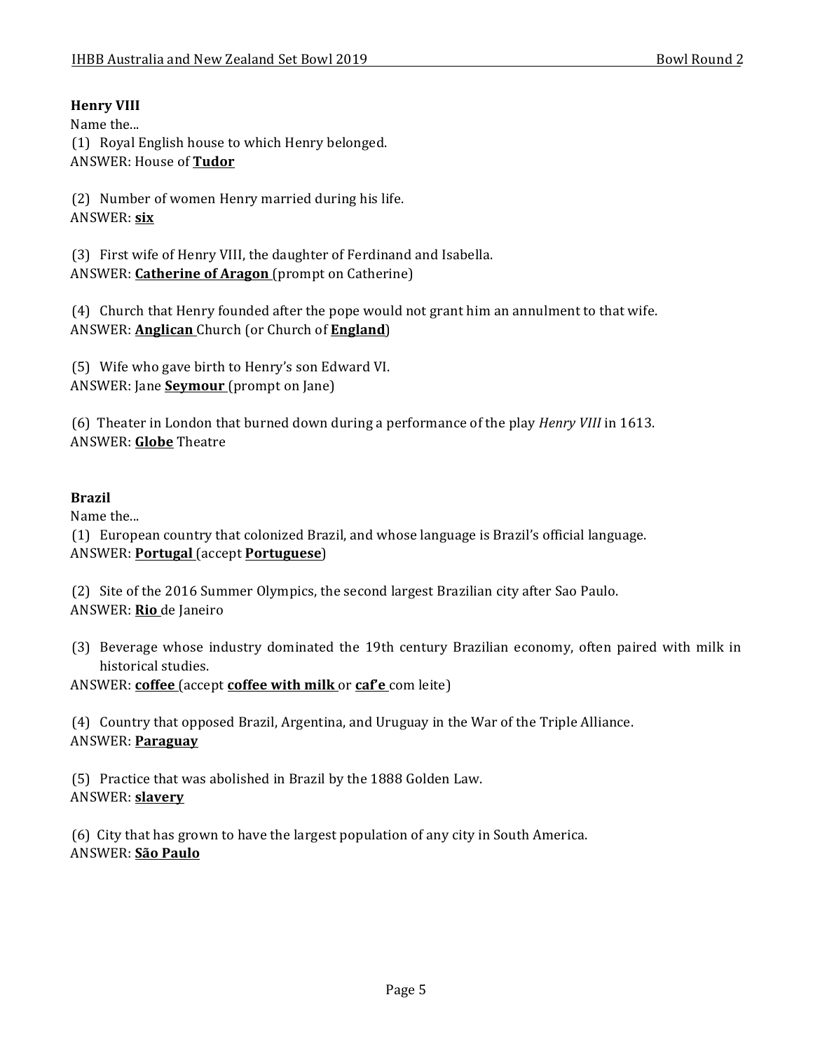**Henry VIII**

Name the...

(1) Royal English house to which Henry belonged.
ANSWER: House of **Tudor**

(2) Number of women Henry married during his life.
ANSWER: **six**

(3) First wife of Henry VIII, the daughter of Ferdinand and Isabella.
ANSWER: **Catherine of Aragon** (prompt on Catherine)

(4) Church that Henry founded after the pope would not grant him an annulment to that wife.
ANSWER: **Anglican** Church (or Church of **England**)

(5) Wife who gave birth to Henry's son Edward VI.
ANSWER: Jane **Seymour** (prompt on Jane)

(6) Theater in London that burned down during a performance of the play *Henry VIII* in 1613.
ANSWER: **Globe** Theatre

**Brazil**

Name the...

(1) European country that colonized Brazil, and whose language is Brazil's official language.
ANSWER: **Portugal** (accept **Portuguese**)

(2) Site of the 2016 Summer Olympics, the second largest Brazilian city after Sao Paulo.
ANSWER: **Rio** de Janeiro

(3) Beverage whose industry dominated the 19th century Brazilian economy, often paired with milk in historical studies.
ANSWER: **coffee** (accept **coffee with milk** or **caf'e** com leite)

(4) Country that opposed Brazil, Argentina, and Uruguay in the War of the Triple Alliance.
ANSWER: **Paraguay**

(5) Practice that was abolished in Brazil by the 1888 Golden Law.
ANSWER: **slavery**

(6) City that has grown to have the largest population of any city in South America.
ANSWER: **São Paulo**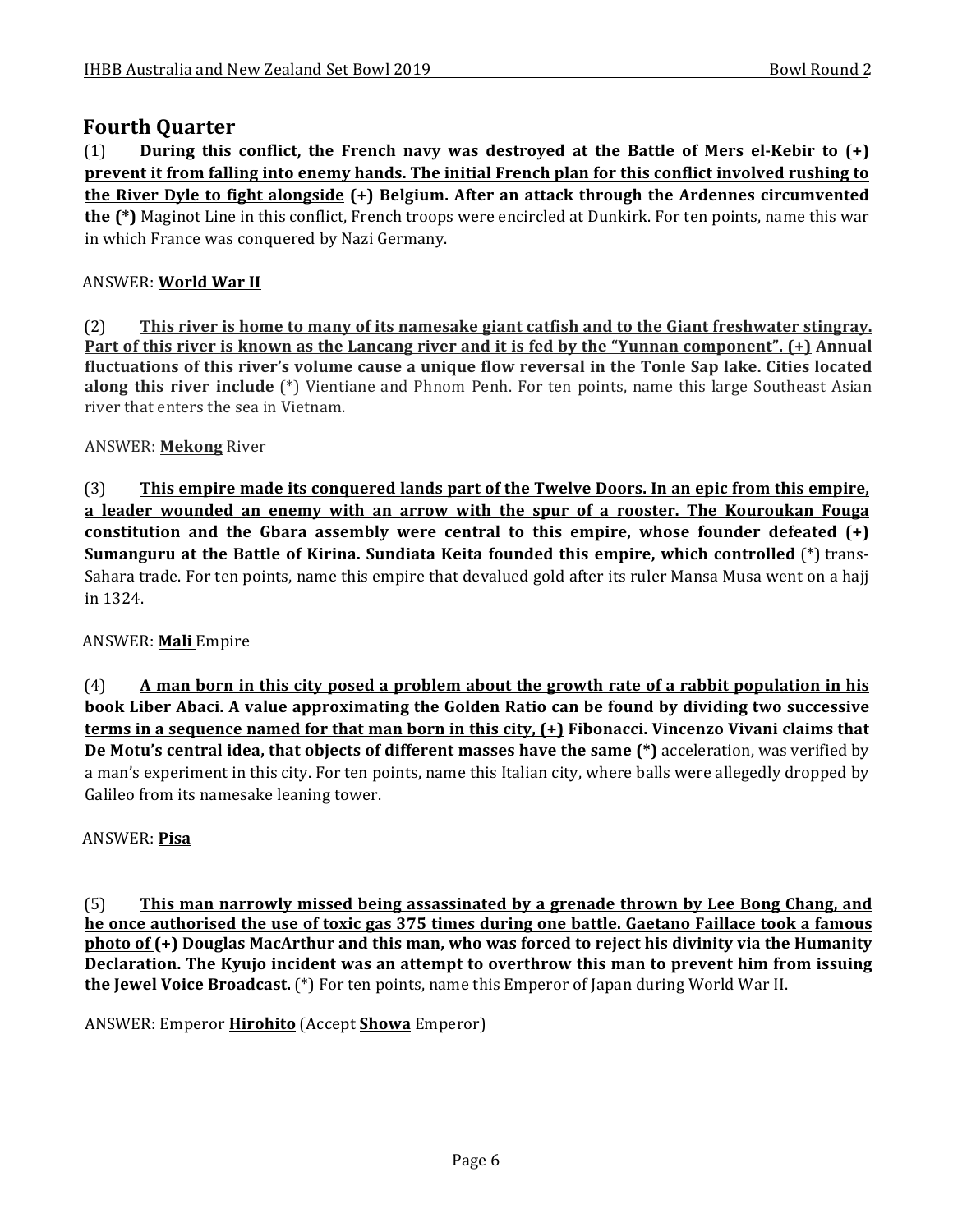## Fourth Quarter

(1) **<u>During this conflict, the French navy was destroyed at the Battle of Mers el-Kebir to (+) prevent it from falling into enemy hands. The initial French plan for this conflict involved rushing to the River Dyle to fight alongside</u> (+) Belgium. After an attack through the Ardennes circumvented the (*)** Maginot Line in this conflict, French troops were encircled at Dunkirk. For ten points, name this war in which France was conquered by Nazi Germany.

ANSWER: **<u>World War II</u>**

(2) **<u>This river is home to many of its namesake giant catfish and to the Giant freshwater stingray. Part of this river is known as the Lancang river and it is fed by the "Yunnan component". (+)</u> Annual fluctuations of this river's volume cause a unique flow reversal in the Tonle Sap lake. Cities located along this river include** (*) Vientiane and Phnom Penh. For ten points, name this large Southeast Asian river that enters the sea in Vietnam.

ANSWER: **<u>Mekong</u>** River

(3) **<u>This empire made its conquered lands part of the Twelve Doors. In an epic from this empire, a leader wounded an enemy with an arrow with the spur of a rooster. The Kouroukan Fouga constitution and the Gbara assembly were central to this empire, whose founder defeated</u> (+) Sumanguru at the Battle of Kirina. Sundiata Keita founded this empire, which controlled** (*) trans-Sahara trade. For ten points, name this empire that devalued gold after its ruler Mansa Musa went on a hajj in 1324.

ANSWER: **<u>Mali</u>** Empire

(4) **<u>A man born in this city posed a problem about the growth rate of a rabbit population in his book Liber Abaci. A value approximating the Golden Ratio can be found by dividing two successive terms in a sequence named for that man born in this city, (+)</u> Fibonacci. Vincenzo Vivani claims that De Motu's central idea, that objects of different masses have the same (*)** acceleration, was verified by a man's experiment in this city. For ten points, name this Italian city, where balls were allegedly dropped by Galileo from its namesake leaning tower.

ANSWER: **<u>Pisa</u>**

(5) **<u>This man narrowly missed being assassinated by a grenade thrown by Lee Bong Chang, and he once authorised the use of toxic gas 375 times during one battle. Gaetano Faillace took a famous photo of</u> (+) Douglas MacArthur and this man, who was forced to reject his divinity via the Humanity Declaration. The Kyujo incident was an attempt to overthrow this man to prevent him from issuing the Jewel Voice Broadcast.** (*) For ten points, name this Emperor of Japan during World War II.

ANSWER: Emperor **<u>Hirohito</u>** (Accept **<u>Showa</u>** Emperor)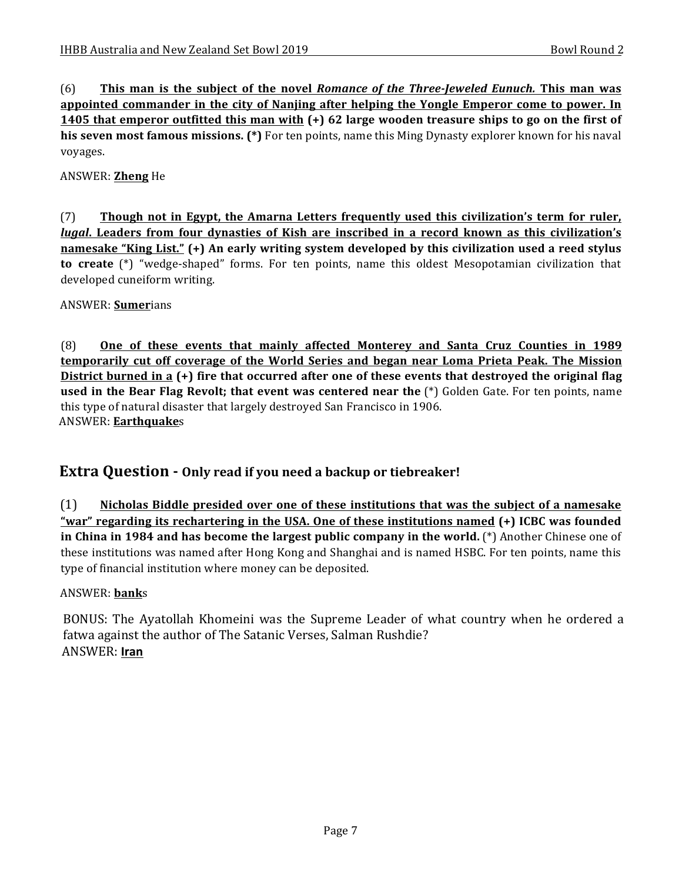(6) **<u>This man is the subject of the novel *Romance of the Three-Jeweled Eunuch.* This man was appointed commander in the city of Nanjing after helping the Yongle Emperor come to power. In 1405 that emperor outfitted this man with</u> (+) 62 large wooden treasure ships to go on the first of his seven most famous missions. (*)** For ten points, name this Ming Dynasty explorer known for his naval voyages.

ANSWER: **<u>Zheng</u>** He

(7) **<u>Though not in Egypt, the Amarna Letters frequently used this civilization's term for ruler, *lugal*. Leaders from four dynasties of Kish are inscribed in a record known as this civilization's namesake "King List."</u> (+) An early writing system developed by this civilization used a reed stylus to create** (*) "wedge-shaped" forms. For ten points, name this oldest Mesopotamian civilization that developed cuneiform writing.

ANSWER: **<u>Sumer</u>**ians

(8) **<u>One of these events that mainly affected Monterey and Santa Cruz Counties in 1989 temporarily cut off coverage of the World Series and began near Loma Prieta Peak. The Mission District burned in a</u> (+) fire that occurred after one of these events that destroyed the original flag used in the Bear Flag Revolt; that event was centered near the** (*) Golden Gate. For ten points, name this type of natural disaster that largely destroyed San Francisco in 1906.

ANSWER: **<u>Earthquake</u>**s

## Extra Question - Only read if you need a backup or tiebreaker!

(1) **<u>Nicholas Biddle presided over one of these institutions that was the subject of a namesake "war" regarding its rechartering in the USA. One of these institutions named</u> (+) ICBC was founded in China in 1984 and has become the largest public company in the world.** (*) Another Chinese one of these institutions was named after Hong Kong and Shanghai and is named HSBC. For ten points, name this type of financial institution where money can be deposited.

ANSWER: **<u>bank</u>**s

BONUS: The Ayatollah Khomeini was the Supreme Leader of what country when he ordered a fatwa against the author of The Satanic Verses, Salman Rushdie?

ANSWER: **<u>Iran</u>**